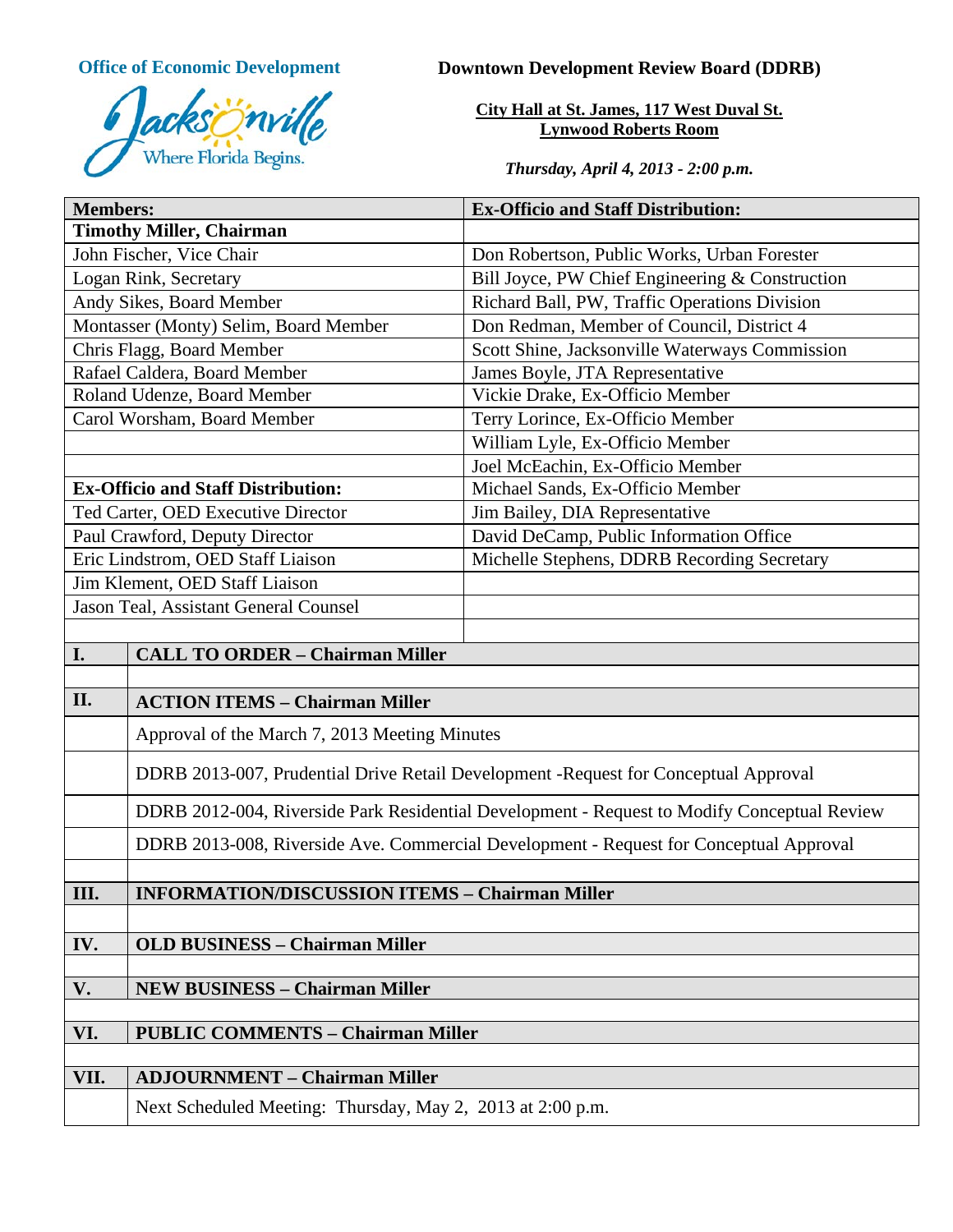**Office of Economic Development**

Jacksonville — Where Florida Begins.

# Downtown Development Review Board (DDRB)

**City Hall at St. James, 117 West Duval St.**
**Lynwood Roberts Room**

***Thursday, April 4, 2013 - 2:00 p.m.***

| **Members:** | **Ex-Officio and Staff Distribution:** |
|---|---|
| **Timothy Miller, Chairman** | |
| John Fischer, Vice Chair | Don Robertson, Public Works, Urban Forester |
| Logan Rink, Secretary | Bill Joyce, PW Chief Engineering & Construction |
| Andy Sikes, Board Member | Richard Ball, PW, Traffic Operations Division |
| Montasser (Monty) Selim, Board Member | Don Redman, Member of Council, District 4 |
| Chris Flagg, Board Member | Scott Shine, Jacksonville Waterways Commission |
| Rafael Caldera, Board Member | James Boyle, JTA Representative |
| Roland Udenze, Board Member | Vickie Drake, Ex-Officio Member |
| Carol Worsham, Board Member | Terry Lorince, Ex-Officio Member |
| | William Lyle, Ex-Officio Member |
| | Joel McEachin, Ex-Officio Member |
| **Ex-Officio and Staff Distribution:** | Michael Sands, Ex-Officio Member |
| Ted Carter, OED Executive Director | Jim Bailey, DIA Representative |
| Paul Crawford, Deputy Director | David DeCamp, Public Information Office |
| Eric Lindstrom, OED Staff Liaison | Michelle Stephens, DDRB Recording Secretary |
| Jim Klement, OED Staff Liaison | |
| Jason Teal, Assistant General Counsel | |

| | |
|---|---|
| **I.** | **CALL TO ORDER – Chairman Miller** |
| | |
| **II.** | **ACTION ITEMS – Chairman Miller** |
| | Approval of the March 7, 2013 Meeting Minutes |
| | DDRB 2013-007, Prudential Drive Retail Development -Request for Conceptual Approval |
| | DDRB 2012-004, Riverside Park Residential Development - Request to Modify Conceptual Review |
| | DDRB 2013-008, Riverside Ave. Commercial Development - Request for Conceptual Approval |
| | |
| **III.** | **INFORMATION/DISCUSSION ITEMS – Chairman Miller** |
| | |
| **IV.** | **OLD BUSINESS – Chairman Miller** |
| | |
| **V.** | **NEW BUSINESS – Chairman Miller** |
| | |
| **VI.** | **PUBLIC COMMENTS – Chairman Miller** |
| | |
| **VII.** | **ADJOURNMENT – Chairman Miller** |
| | Next Scheduled Meeting: Thursday, May 2, 2013 at 2:00 p.m. |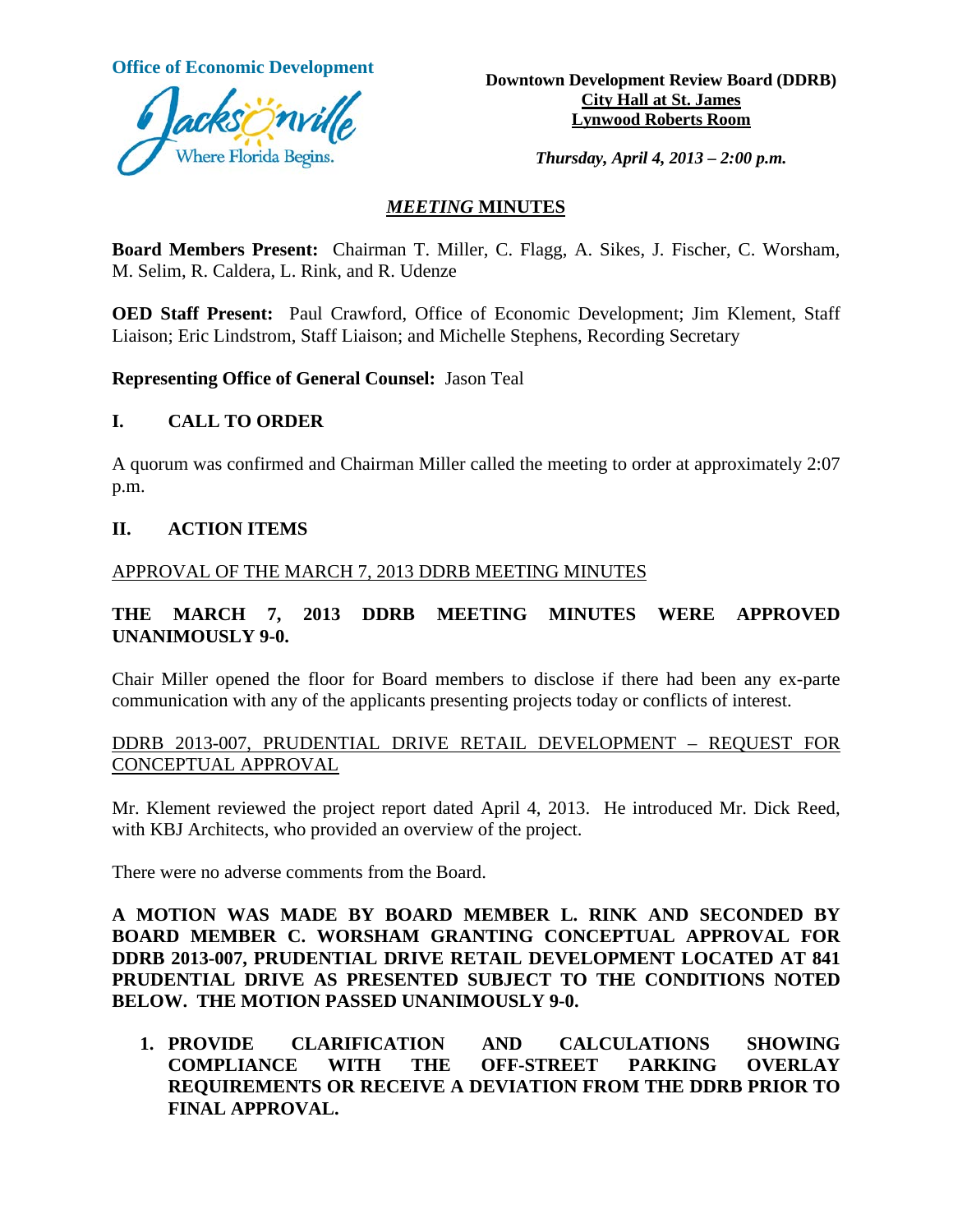**Office of Economic Development**

**Downtown Development Review Board (DDRB)**
**City Hall at St. James**
**Lynwood Roberts Room**

***Thursday, April 4, 2013 – 2:00 p.m.***

## *MEETING* MINUTES

**Board Members Present:** Chairman T. Miller, C. Flagg, A. Sikes, J. Fischer, C. Worsham, M. Selim, R. Caldera, L. Rink, and R. Udenze

**OED Staff Present:** Paul Crawford, Office of Economic Development; Jim Klement, Staff Liaison; Eric Lindstrom, Staff Liaison; and Michelle Stephens, Recording Secretary

**Representing Office of General Counsel:** Jason Teal

## I. CALL TO ORDER

A quorum was confirmed and Chairman Miller called the meeting to order at approximately 2:07 p.m.

## II. ACTION ITEMS

APPROVAL OF THE MARCH 7, 2013 DDRB MEETING MINUTES

**THE MARCH 7, 2013 DDRB MEETING MINUTES WERE APPROVED UNANIMOUSLY 9-0.**

Chair Miller opened the floor for Board members to disclose if there had been any ex-parte communication with any of the applicants presenting projects today or conflicts of interest.

DDRB 2013-007, PRUDENTIAL DRIVE RETAIL DEVELOPMENT – REQUEST FOR CONCEPTUAL APPROVAL

Mr. Klement reviewed the project report dated April 4, 2013. He introduced Mr. Dick Reed, with KBJ Architects, who provided an overview of the project.

There were no adverse comments from the Board.

**A MOTION WAS MADE BY BOARD MEMBER L. RINK AND SECONDED BY BOARD MEMBER C. WORSHAM GRANTING CONCEPTUAL APPROVAL FOR DDRB 2013-007, PRUDENTIAL DRIVE RETAIL DEVELOPMENT LOCATED AT 841 PRUDENTIAL DRIVE AS PRESENTED SUBJECT TO THE CONDITIONS NOTED BELOW. THE MOTION PASSED UNANIMOUSLY 9-0.**

1. **PROVIDE CLARIFICATION AND CALCULATIONS SHOWING COMPLIANCE WITH THE OFF-STREET PARKING OVERLAY REQUIREMENTS OR RECEIVE A DEVIATION FROM THE DDRB PRIOR TO FINAL APPROVAL.**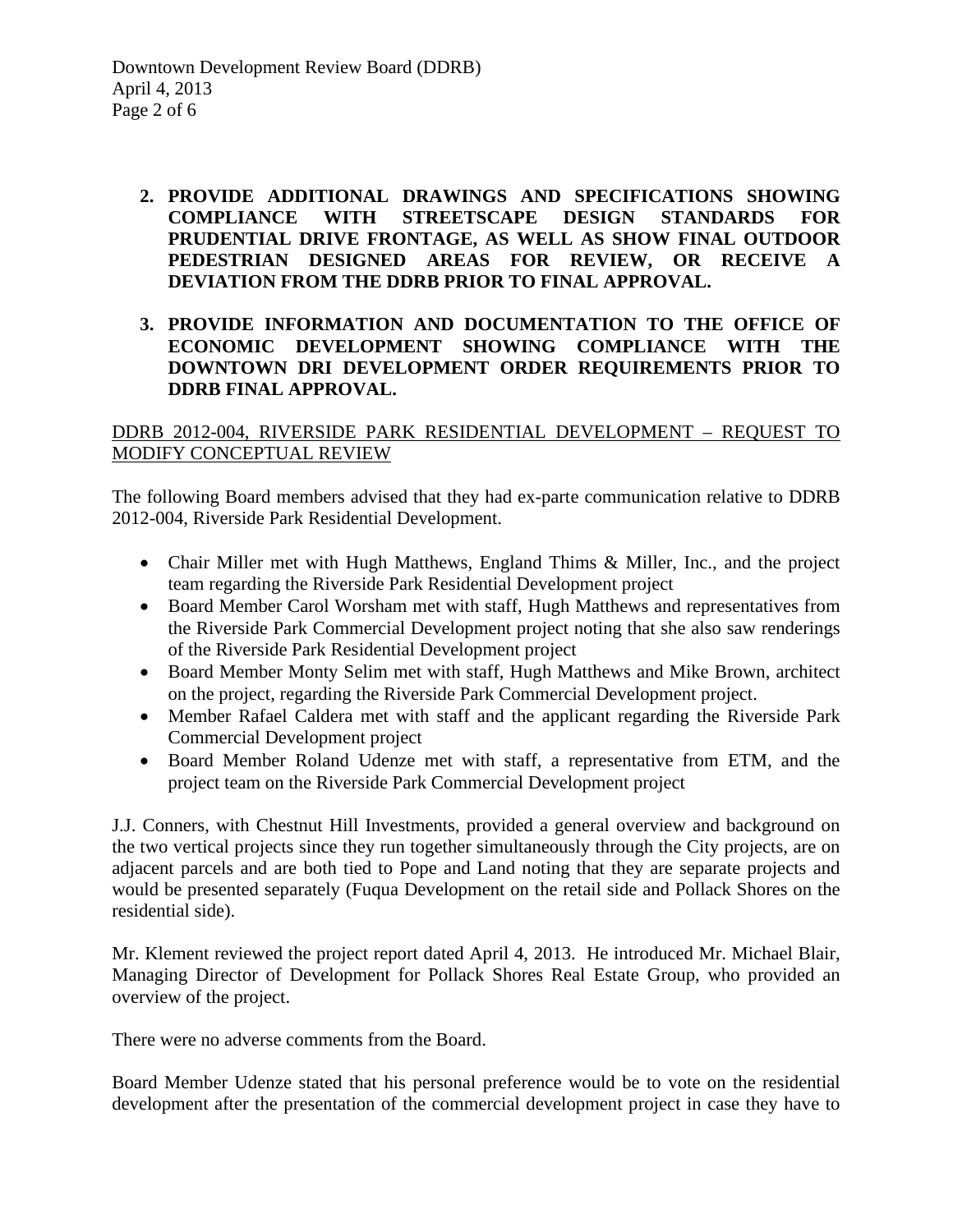2. **PROVIDE ADDITIONAL DRAWINGS AND SPECIFICATIONS SHOWING COMPLIANCE WITH STREETSCAPE DESIGN STANDARDS FOR PRUDENTIAL DRIVE FRONTAGE, AS WELL AS SHOW FINAL OUTDOOR PEDESTRIAN DESIGNED AREAS FOR REVIEW, OR RECEIVE A DEVIATION FROM THE DDRB PRIOR TO FINAL APPROVAL.**

3. **PROVIDE INFORMATION AND DOCUMENTATION TO THE OFFICE OF ECONOMIC DEVELOPMENT SHOWING COMPLIANCE WITH THE DOWNTOWN DRI DEVELOPMENT ORDER REQUIREMENTS PRIOR TO DDRB FINAL APPROVAL.**

<u>DDRB 2012-004, RIVERSIDE PARK RESIDENTIAL DEVELOPMENT – REQUEST TO MODIFY CONCEPTUAL REVIEW</u>

The following Board members advised that they had ex-parte communication relative to DDRB 2012-004, Riverside Park Residential Development.

- Chair Miller met with Hugh Matthews, England Thims & Miller, Inc., and the project team regarding the Riverside Park Residential Development project
- Board Member Carol Worsham met with staff, Hugh Matthews and representatives from the Riverside Park Commercial Development project noting that she also saw renderings of the Riverside Park Residential Development project
- Board Member Monty Selim met with staff, Hugh Matthews and Mike Brown, architect on the project, regarding the Riverside Park Commercial Development project.
- Member Rafael Caldera met with staff and the applicant regarding the Riverside Park Commercial Development project
- Board Member Roland Udenze met with staff, a representative from ETM, and the project team on the Riverside Park Commercial Development project

J.J. Conners, with Chestnut Hill Investments, provided a general overview and background on the two vertical projects since they run together simultaneously through the City projects, are on adjacent parcels and are both tied to Pope and Land noting that they are separate projects and would be presented separately (Fuqua Development on the retail side and Pollack Shores on the residential side).

Mr. Klement reviewed the project report dated April 4, 2013. He introduced Mr. Michael Blair, Managing Director of Development for Pollack Shores Real Estate Group, who provided an overview of the project.

There were no adverse comments from the Board.

Board Member Udenze stated that his personal preference would be to vote on the residential development after the presentation of the commercial development project in case they have to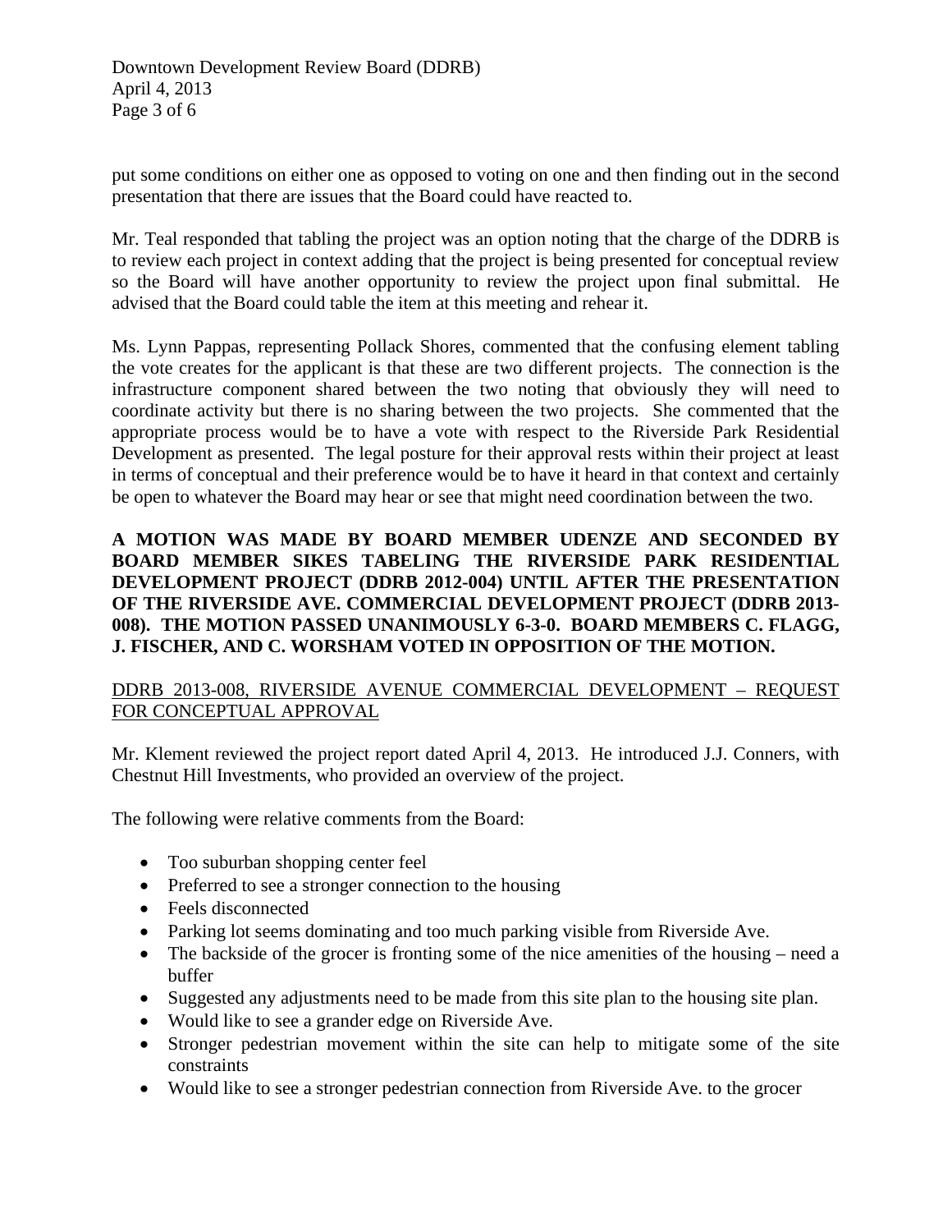put some conditions on either one as opposed to voting on one and then finding out in the second presentation that there are issues that the Board could have reacted to.

Mr. Teal responded that tabling the project was an option noting that the charge of the DDRB is to review each project in context adding that the project is being presented for conceptual review so the Board will have another opportunity to review the project upon final submittal. He advised that the Board could table the item at this meeting and rehear it.

Ms. Lynn Pappas, representing Pollack Shores, commented that the confusing element tabling the vote creates for the applicant is that these are two different projects. The connection is the infrastructure component shared between the two noting that obviously they will need to coordinate activity but there is no sharing between the two projects. She commented that the appropriate process would be to have a vote with respect to the Riverside Park Residential Development as presented. The legal posture for their approval rests within their project at least in terms of conceptual and their preference would be to have it heard in that context and certainly be open to whatever the Board may hear or see that might need coordination between the two.

**A MOTION WAS MADE BY BOARD MEMBER UDENZE AND SECONDED BY BOARD MEMBER SIKES TABELING THE RIVERSIDE PARK RESIDENTIAL DEVELOPMENT PROJECT (DDRB 2012-004) UNTIL AFTER THE PRESENTATION OF THE RIVERSIDE AVE. COMMERCIAL DEVELOPMENT PROJECT (DDRB 2013-008). THE MOTION PASSED UNANIMOUSLY 6-3-0. BOARD MEMBERS C. FLAGG, J. FISCHER, AND C. WORSHAM VOTED IN OPPOSITION OF THE MOTION.**

<u>DDRB 2013-008, RIVERSIDE AVENUE COMMERCIAL DEVELOPMENT – REQUEST FOR CONCEPTUAL APPROVAL</u>

Mr. Klement reviewed the project report dated April 4, 2013. He introduced J.J. Conners, with Chestnut Hill Investments, who provided an overview of the project.

The following were relative comments from the Board:

- Too suburban shopping center feel
- Preferred to see a stronger connection to the housing
- Feels disconnected
- Parking lot seems dominating and too much parking visible from Riverside Ave.
- The backside of the grocer is fronting some of the nice amenities of the housing – need a buffer
- Suggested any adjustments need to be made from this site plan to the housing site plan.
- Would like to see a grander edge on Riverside Ave.
- Stronger pedestrian movement within the site can help to mitigate some of the site constraints
- Would like to see a stronger pedestrian connection from Riverside Ave. to the grocer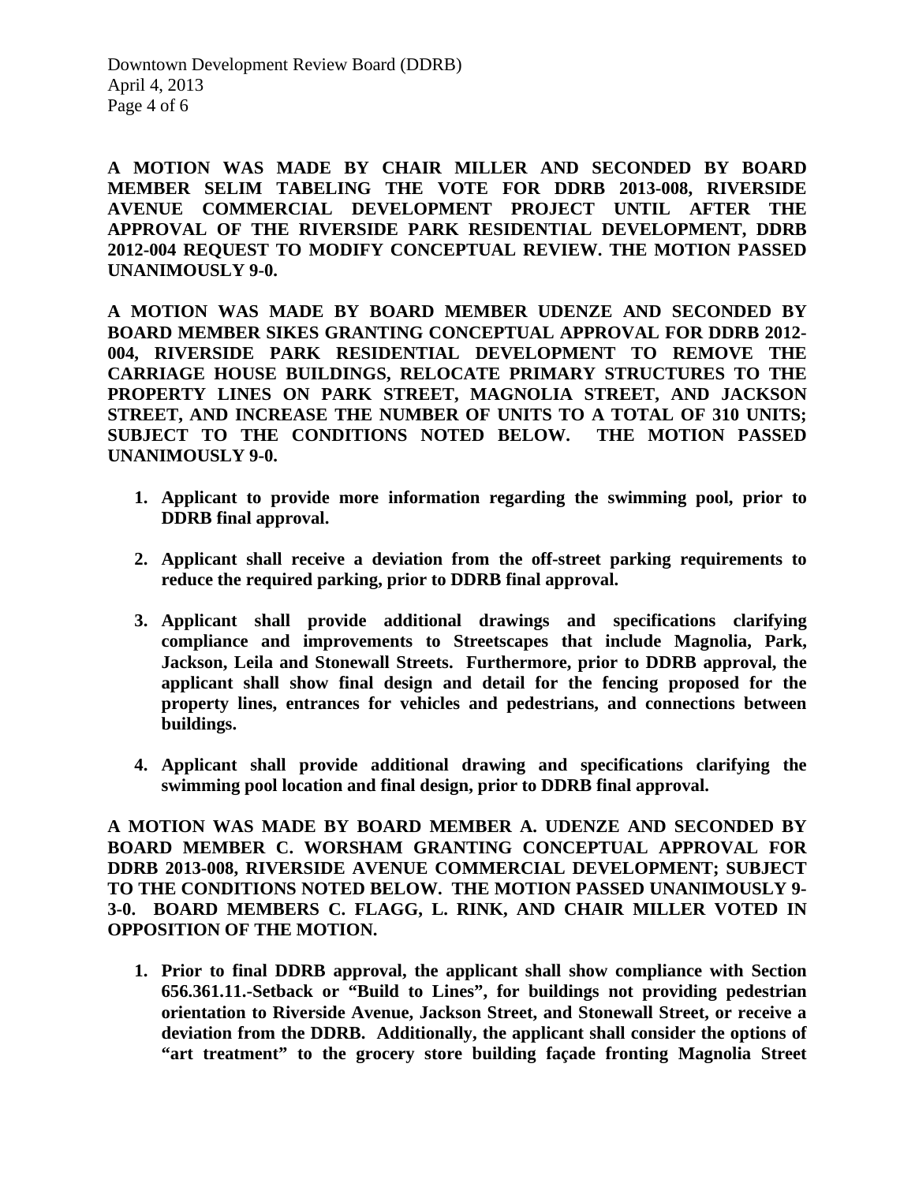**A MOTION WAS MADE BY CHAIR MILLER AND SECONDED BY BOARD MEMBER SELIM TABELING THE VOTE FOR DDRB 2013-008, RIVERSIDE AVENUE COMMERCIAL DEVELOPMENT PROJECT UNTIL AFTER THE APPROVAL OF THE RIVERSIDE PARK RESIDENTIAL DEVELOPMENT, DDRB 2012-004 REQUEST TO MODIFY CONCEPTUAL REVIEW. THE MOTION PASSED UNANIMOUSLY 9-0.**

**A MOTION WAS MADE BY BOARD MEMBER UDENZE AND SECONDED BY BOARD MEMBER SIKES GRANTING CONCEPTUAL APPROVAL FOR DDRB 2012-004, RIVERSIDE PARK RESIDENTIAL DEVELOPMENT TO REMOVE THE CARRIAGE HOUSE BUILDINGS, RELOCATE PRIMARY STRUCTURES TO THE PROPERTY LINES ON PARK STREET, MAGNOLIA STREET, AND JACKSON STREET, AND INCREASE THE NUMBER OF UNITS TO A TOTAL OF 310 UNITS; SUBJECT TO THE CONDITIONS NOTED BELOW. THE MOTION PASSED UNANIMOUSLY 9-0.**

1. **Applicant to provide more information regarding the swimming pool, prior to DDRB final approval.**

2. **Applicant shall receive a deviation from the off-street parking requirements to reduce the required parking, prior to DDRB final approval.**

3. **Applicant shall provide additional drawings and specifications clarifying compliance and improvements to Streetscapes that include Magnolia, Park, Jackson, Leila and Stonewall Streets. Furthermore, prior to DDRB approval, the applicant shall show final design and detail for the fencing proposed for the property lines, entrances for vehicles and pedestrians, and connections between buildings.**

4. **Applicant shall provide additional drawing and specifications clarifying the swimming pool location and final design, prior to DDRB final approval.**

**A MOTION WAS MADE BY BOARD MEMBER A. UDENZE AND SECONDED BY BOARD MEMBER C. WORSHAM GRANTING CONCEPTUAL APPROVAL FOR DDRB 2013-008, RIVERSIDE AVENUE COMMERCIAL DEVELOPMENT; SUBJECT TO THE CONDITIONS NOTED BELOW. THE MOTION PASSED UNANIMOUSLY 9-3-0. BOARD MEMBERS C. FLAGG, L. RINK, AND CHAIR MILLER VOTED IN OPPOSITION OF THE MOTION.**

1. **Prior to final DDRB approval, the applicant shall show compliance with Section 656.361.11.-Setback or "Build to Lines", for buildings not providing pedestrian orientation to Riverside Avenue, Jackson Street, and Stonewall Street, or receive a deviation from the DDRB. Additionally, the applicant shall consider the options of "art treatment" to the grocery store building façade fronting Magnolia Street**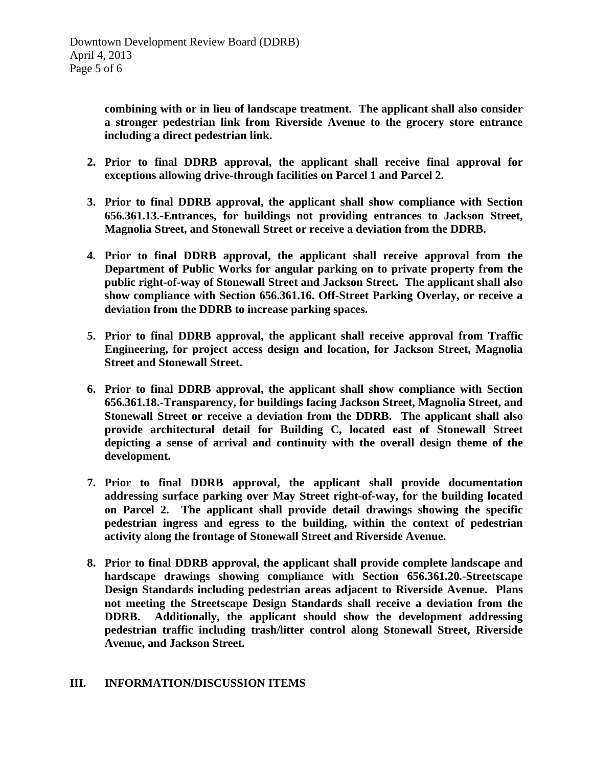**combining with or in lieu of landscape treatment. The applicant shall also consider a stronger pedestrian link from Riverside Avenue to the grocery store entrance including a direct pedestrian link.**

2. **Prior to final DDRB approval, the applicant shall receive final approval for exceptions allowing drive-through facilities on Parcel 1 and Parcel 2.**

3. **Prior to final DDRB approval, the applicant shall show compliance with Section 656.361.13.-Entrances, for buildings not providing entrances to Jackson Street, Magnolia Street, and Stonewall Street or receive a deviation from the DDRB.**

4. **Prior to final DDRB approval, the applicant shall receive approval from the Department of Public Works for angular parking on to private property from the public right-of-way of Stonewall Street and Jackson Street. The applicant shall also show compliance with Section 656.361.16. Off-Street Parking Overlay, or receive a deviation from the DDRB to increase parking spaces.**

5. **Prior to final DDRB approval, the applicant shall receive approval from Traffic Engineering, for project access design and location, for Jackson Street, Magnolia Street and Stonewall Street.**

6. **Prior to final DDRB approval, the applicant shall show compliance with Section 656.361.18.-Transparency, for buildings facing Jackson Street, Magnolia Street, and Stonewall Street or receive a deviation from the DDRB. The applicant shall also provide architectural detail for Building C, located east of Stonewall Street depicting a sense of arrival and continuity with the overall design theme of the development.**

7. **Prior to final DDRB approval, the applicant shall provide documentation addressing surface parking over May Street right-of-way, for the building located on Parcel 2. The applicant shall provide detail drawings showing the specific pedestrian ingress and egress to the building, within the context of pedestrian activity along the frontage of Stonewall Street and Riverside Avenue.**

8. **Prior to final DDRB approval, the applicant shall provide complete landscape and hardscape drawings showing compliance with Section 656.361.20.-Streetscape Design Standards including pedestrian areas adjacent to Riverside Avenue. Plans not meeting the Streetscape Design Standards shall receive a deviation from the DDRB. Additionally, the applicant should show the development addressing pedestrian traffic including trash/litter control along Stonewall Street, Riverside Avenue, and Jackson Street.**

## III. INFORMATION/DISCUSSION ITEMS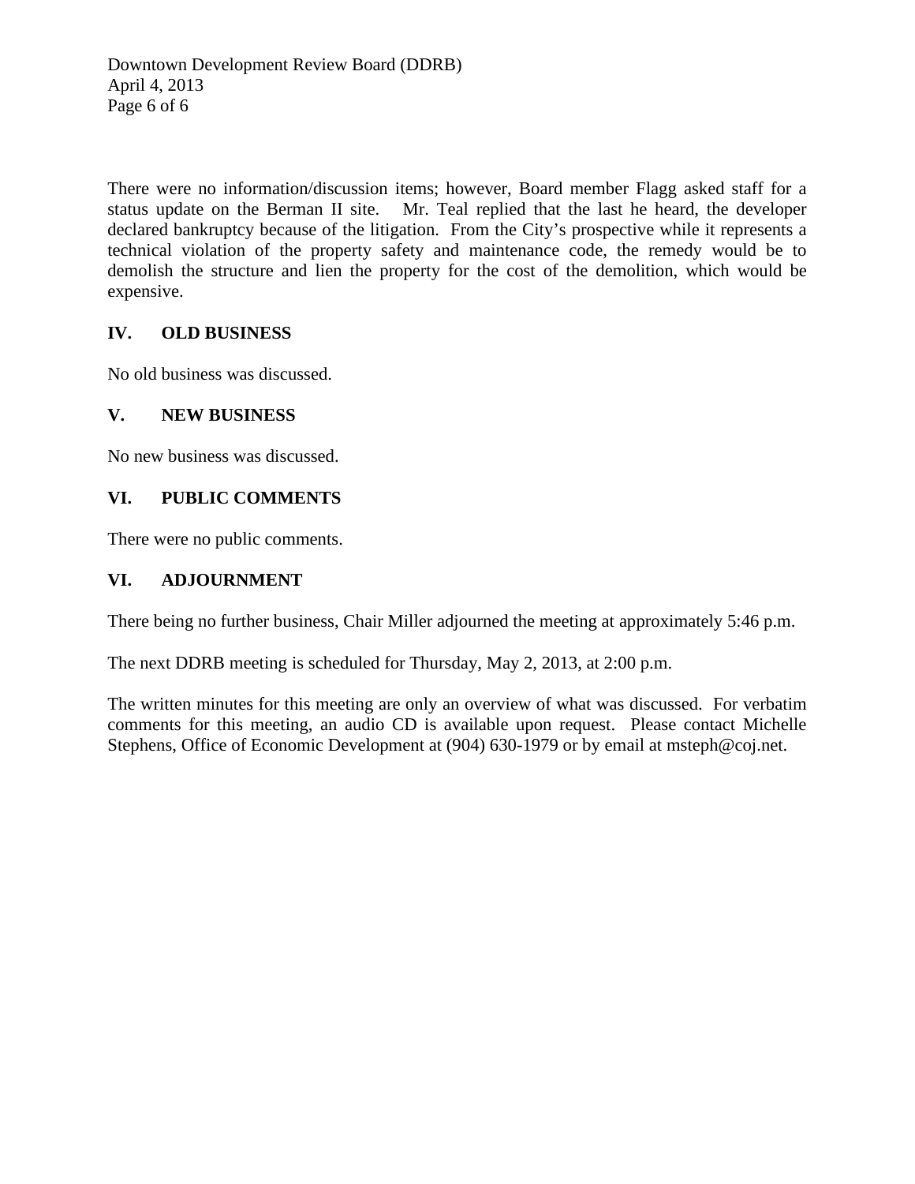There were no information/discussion items; however, Board member Flagg asked staff for a status update on the Berman II site. Mr. Teal replied that the last he heard, the developer declared bankruptcy because of the litigation. From the City's prospective while it represents a technical violation of the property safety and maintenance code, the remedy would be to demolish the structure and lien the property for the cost of the demolition, which would be expensive.

## IV. OLD BUSINESS

No old business was discussed.

## V. NEW BUSINESS

No new business was discussed.

## VI. PUBLIC COMMENTS

There were no public comments.

## VI. ADJOURNMENT

There being no further business, Chair Miller adjourned the meeting at approximately 5:46 p.m.

The next DDRB meeting is scheduled for Thursday, May 2, 2013, at 2:00 p.m.

The written minutes for this meeting are only an overview of what was discussed. For verbatim comments for this meeting, an audio CD is available upon request. Please contact Michelle Stephens, Office of Economic Development at (904) 630-1979 or by email at msteph@coj.net.